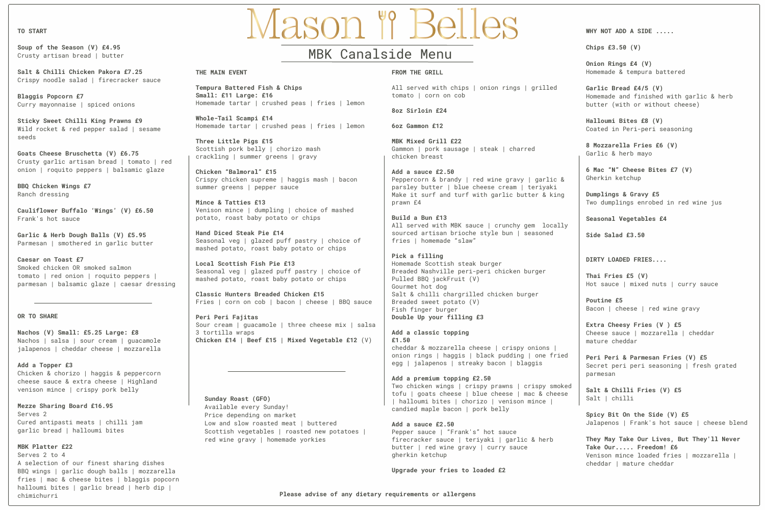# Mason Belles

## MBK Canalside Menu

### TO START

**Soup of the Season (V) £4.95**
Crusty artisan bread | butter

**Salt & Chilli Chicken Pakora £7.25**
Crispy noodle salad | firecracker sauce

**Blaggis Popcorn £7**
Curry mayonnaise | spiced onions

**Sticky Sweet Chilli King Prawns £9**
Wild rocket & red pepper salad | sesame seeds

**Goats Cheese Bruschetta (V) £6.75**
Crusty garlic artisan bread | tomato | red onion | roquito peppers | balsamic glaze

**BBQ Chicken Wings £7**
Ranch dressing

**Cauliflower Buffalo 'Wings' (V) £6.50**
Frank's hot sauce

**Garlic & Herb Dough Balls (V) £5.95**
Parmesan | smothered in garlic butter

**Caesar on Toast £7**
Smoked chicken OR smoked salmon
tomato | red onion | roquito peppers | parmesan | balsamic glaze | caesar dressing

---

### OR TO SHARE

**Nachos (V) Small: £5.25 Large: £8**
Nachos | salsa | sour cream | guacamole jalapenos | cheddar cheese | mozzarella

**Add a Topper £3**
Chicken & chorizo | haggis & peppercorn cheese sauce & extra cheese | Highland venison mince | crispy pork belly

**Mezze Sharing Board £16.95**
Serves 2
Cured antipasti meats | chilli jam
garlic bread | halloumi bites

**MBK Platter £22**
Serves 2 to 4
A selection of our finest sharing dishes
BBQ wings | garlic dough balls | mozzarella fries | mac & cheese bites | blaggis popcorn halloumi bites | garlic bread | herb dip | chimichurri

### THE MAIN EVENT

**Tempura Battered Fish & Chips**
**Small: £11 Large: £16**
Homemade tartar | crushed peas | fries | lemon

**Whole-Tail Scampi £14**
Homemade tartar | crushed peas | fries | lemon

**Three Little Pigs £15**
Scottish pork belly | chorizo mash crackling | summer greens | gravy

**Chicken "Balmoral" £15**
Crispy chicken supreme | haggis mash | bacon summer greens | pepper sauce

**Mince & Tatties £13**
Venison mince | dumpling | choice of mashed potato, roast baby potato or chips

**Hand Diced Steak Pie £14**
Seasonal veg | glazed puff pastry | choice of mashed potato, roast baby potato or chips

**Local Scottish Fish Pie £13**
Seasonal veg | glazed puff pastry | choice of mashed potato, roast baby potato or chips

**Classic Hunters Breaded Chicken £15**
Fries | corn on cob | bacon | cheese | BBQ sauce

**Peri Peri Fajitas**
Sour cream | guacamole | three cheese mix | salsa
3 tortilla wraps
**Chicken £14 | Beef £15 | Mixed Vegetable £12** (V)

---

**Sunday Roast (GFO)**
Available every Sunday!
Price depending on market
Low and slow roasted meat | buttered Scottish vegetables | roasted new potatoes | red wine gravy | homemade yorkies

### FROM THE GRILL

All served with chips | onion rings | grilled tomato | corn on cob

**8oz Sirloin £24**

**6oz Gammon £12**

**MBK Mixed Grill £22**
Gammon | pork sausage | steak | charred chicken breast

**Add a sauce £2.50**
Peppercorn & brandy | red wine gravy | garlic & parsley butter | blue cheese cream | teriyaki
Make it surf and turf with garlic butter & king prawn £4

**Build a Bun £13**
All served with MBK sauce | crunchy gem locally sourced artisan brioche style bun | seasoned fries | homemade "slaw"

**Pick a filling**
Homemade Scottish steak burger
Breaded Nashville peri-peri chicken burger
Pulled BBQ jackFruit (V)
Gourmet hot dog
Salt & chilli chargrilled chicken burger
Breaded sweet potato (V)
Fish finger burger
**Double Up your filling £3**

**Add a classic topping £1.50**
cheddar & mozzarella cheese | crispy onions | onion rings | haggis | black pudding | one fried egg | jalapenos | streaky bacon | blaggis

**Add a premium topping £2.50**
Two chicken wings | crispy prawns | crispy smoked tofu | goats cheese | blue cheese | mac & cheese | halloumi bites | chorizo | venison mince | candied maple bacon | pork belly

**Add a sauce £2.50**
Pepper sauce | "Frank's" hot sauce
firecracker sauce | teriyaki | garlic & herb butter | red wine gravy | curry sauce
gherkin ketchup

**Upgrade your fries to loaded £2**

### WHY NOT ADD A SIDE .....

**Chips £3.50 (V)**

**Onion Rings £4 (V)**
Homemade & tempura battered

**Garlic Bread £4/5 (V)**
Homemade and finished with garlic & herb butter (with or without cheese)

**Halloumi Bites £8 (V)**
Coated in Peri-peri seasoning

**8 Mozzarella Fries £6 (V)**
Garlic & herb mayo

**6 Mac "N" Cheese Bites £7 (V)**
Gherkin ketchup

**Dumplings & Gravy £5**
Two dumplings enrobed in red wine jus

**Seasonal Vegetables £4**

**Side Salad £3.50**

### DIRTY LOADED FRIES....

**Thai Fries £5 (V)**
Hot sauce | mixed nuts | curry sauce

**Poutine £5**
Bacon | cheese | red wine gravy

**Extra Cheesy Fries (V ) £5**
Cheese sauce | mozzarella | cheddar mature cheddar

**Peri Peri & Parmesan Fries (V) £5**
Secret peri peri seasoning | fresh grated parmesan

**Salt & Chilli Fries (V) £5**
Salt | chilli

**Spicy Bit On the Side (V) £5**
Jalapenos | Frank's hot sauce | cheese blend

**They May Take Our Lives, But They'll Never Take Our..... Freedom! £6**
Venison mince loaded fries | mozzarella | cheddar | mature cheddar

**Please advise of any dietary requirements or allergens**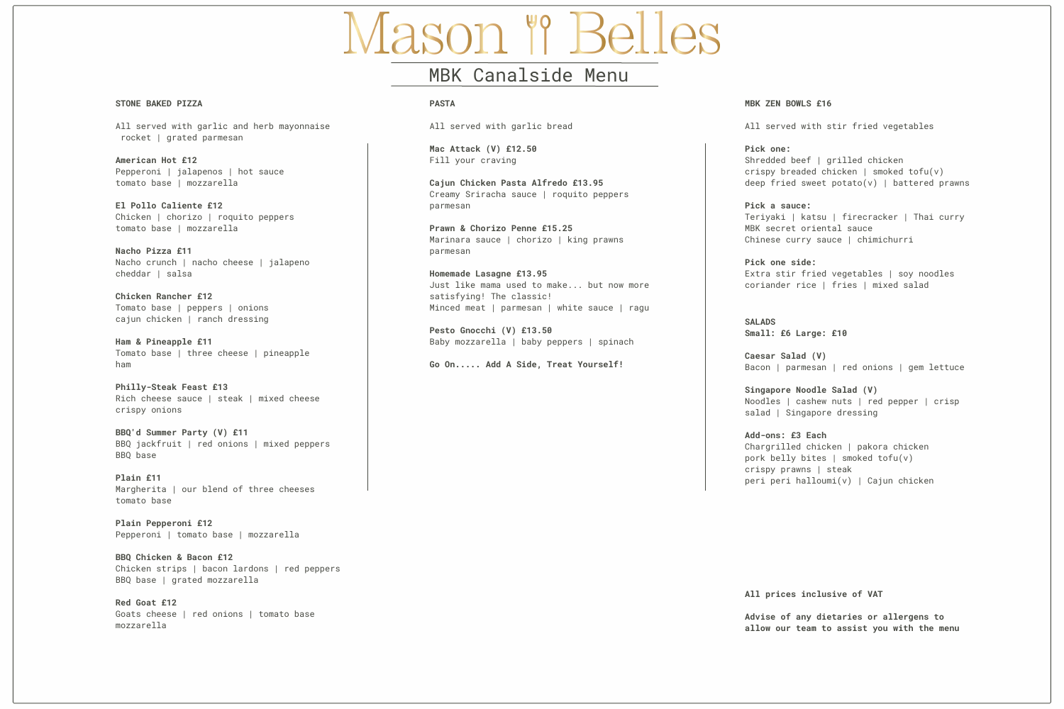# Mason Belles

## MBK Canalside Menu

### STONE BAKED PIZZA

All served with garlic and herb mayonnaise
rocket | grated parmesan

**American Hot £12**
Pepperoni | jalapenos | hot sauce
tomato base | mozzarella

**El Pollo Caliente £12**
Chicken | chorizo | roquito peppers
tomato base | mozzarella

**Nacho Pizza £11**
Nacho crunch | nacho cheese | jalapeno
cheddar | salsa

**Chicken Rancher £12**
Tomato base | peppers | onions
cajun chicken | ranch dressing

**Ham & Pineapple £11**
Tomato base | three cheese | pineapple
ham

**Philly-Steak Feast £13**
Rich cheese sauce | steak | mixed cheese
crispy onions

**BBQ'd Summer Party (V) £11**
BBQ jackfruit | red onions | mixed peppers
BBQ base

**Plain £11**
Margherita | our blend of three cheeses
tomato base

**Plain Pepperoni £12**
Pepperoni | tomato base | mozzarella

**BBQ Chicken & Bacon £12**
Chicken strips | bacon lardons | red peppers
BBQ base | grated mozzarella

**Red Goat £12**
Goats cheese | red onions | tomato base
mozzarella

### PASTA

All served with garlic bread

**Mac Attack (V) £12.50**
Fill your craving

**Cajun Chicken Pasta Alfredo £13.95**
Creamy Sriracha sauce | roquito peppers
parmesan

**Prawn & Chorizo Penne £15.25**
Marinara sauce | chorizo | king prawns
parmesan

**Homemade Lasagne £13.95**
Just like mama used to make... but now more
satisfying! The classic!
Minced meat | parmesan | white sauce | ragu

**Pesto Gnocchi (V) £13.50**
Baby mozzarella | baby peppers | spinach

**Go On..... Add A Side, Treat Yourself!**

### MBK ZEN BOWLS £16

All served with stir fried vegetables

**Pick one:**
Shredded beef | grilled chicken
crispy breaded chicken | smoked tofu(v)
deep fried sweet potato(v) | battered prawns

**Pick a sauce:**
Teriyaki | katsu | firecracker | Thai curry
MBK secret oriental sauce
Chinese curry sauce | chimichurri

**Pick one side:**
Extra stir fried vegetables | soy noodles
coriander rice | fries | mixed salad

### SALADS
**Small: £6 Large: £10**

**Caesar Salad (V)**
Bacon | parmesan | red onions | gem lettuce

**Singapore Noodle Salad (V)**
Noodles | cashew nuts | red pepper | crisp
salad | Singapore dressing

**Add-ons: £3 Each**
Chargrilled chicken | pakora chicken
pork belly bites | smoked tofu(v)
crispy prawns | steak
peri peri halloumi(v) | Cajun chicken

**All prices inclusive of VAT**

**Advise of any dietaries or allergens to allow our team to assist you with the menu**